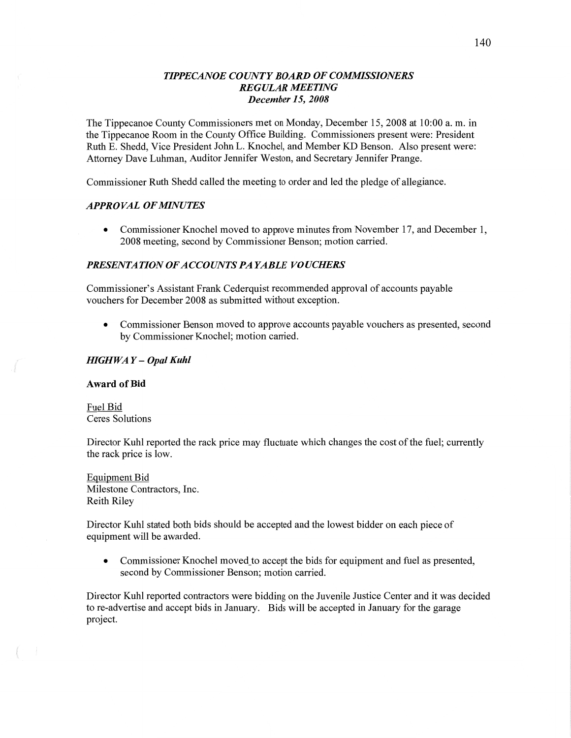# *TIPPECANOE COUNTY BOARD OF COMMISSIONERS*
## *REGULAR MEETING*
### *December 15, 2008*

The Tippecanoe County Commissioners met on Monday, December 15, 2008 at 10:00 a. m. in the Tippecanoe Room in the County Office Building. Commissioners present were: President Ruth E. Shedd, Vice President John L. Knochel, and Member KD Benson. Also present were: Attorney Dave Luhman, Auditor Jennifer Weston, and Secretary Jennifer Prange.

Commissioner Ruth Shedd called the meeting to order and led the pledge of allegiance.

### *APPROVAL OF MINUTES*

- Commissioner Knochel moved to approve minutes from November 17, and December 1, 2008 meeting, second by Commissioner Benson; motion carried.

### *PRESENTATION OF ACCOUNTS PAYABLE VOUCHERS*

Commissioner's Assistant Frank Cederquist recommended approval of accounts payable vouchers for December 2008 as submitted without exception.

- Commissioner Benson moved to approve accounts payable vouchers as presented, second by Commissioner Knochel; motion carried.

### *HIGHWAY – Opal Kuhl*

**Award of Bid**

Fuel Bid
Ceres Solutions

Director Kuhl reported the rack price may fluctuate which changes the cost of the fuel; currently the rack price is low.

Equipment Bid
Milestone Contractors, Inc.
Reith Riley

Director Kuhl stated both bids should be accepted and the lowest bidder on each piece of equipment will be awarded.

- Commissioner Knochel moved to accept the bids for equipment and fuel as presented, second by Commissioner Benson; motion carried.

Director Kuhl reported contractors were bidding on the Juvenile Justice Center and it was decided to re-advertise and accept bids in January. Bids will be accepted in January for the garage project.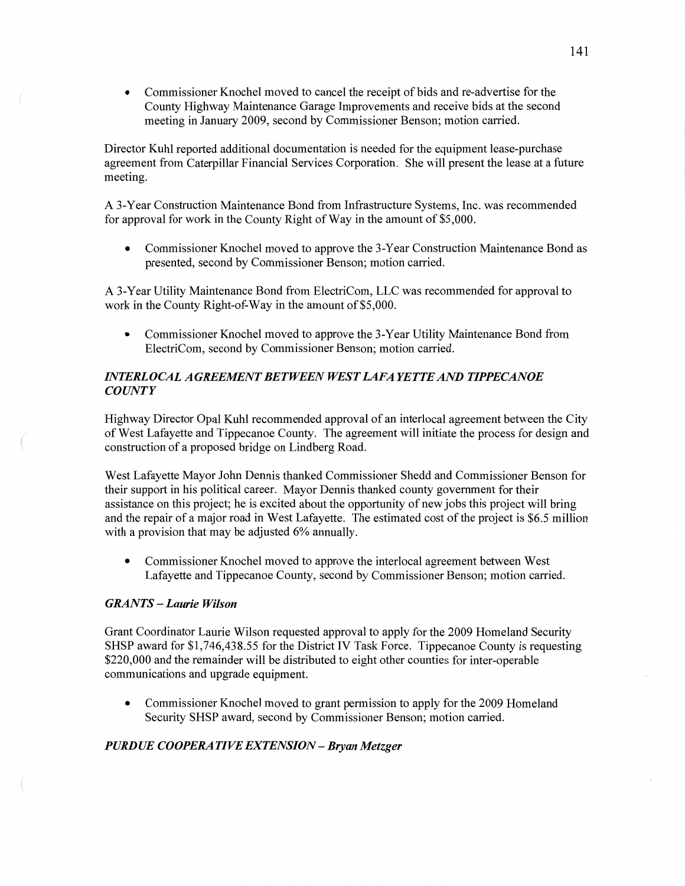- Commissioner Knochel moved to cancel the receipt of bids and re-advertise for the County Highway Maintenance Garage Improvements and receive bids at the second meeting in January 2009, second by Commissioner Benson; motion carried.

Director Kuhl reported additional documentation is needed for the equipment lease-purchase agreement from Caterpillar Financial Services Corporation. She will present the lease at a future meeting.

A 3-Year Construction Maintenance Bond from Infrastructure Systems, Inc. was recommended for approval for work in the County Right of Way in the amount of $5,000.

- Commissioner Knochel moved to approve the 3-Year Construction Maintenance Bond as presented, second by Commissioner Benson; motion carried.

A 3-Year Utility Maintenance Bond from ElectriCom, LLC was recommended for approval to work in the County Right-of-Way in the amount of $5,000.

- Commissioner Knochel moved to approve the 3-Year Utility Maintenance Bond from ElectriCom, second by Commissioner Benson; motion carried.

### *INTERLOCAL AGREEMENT BETWEEN WEST LAFAYETTE AND TIPPECANOE COUNTY*

Highway Director Opal Kuhl recommended approval of an interlocal agreement between the City of West Lafayette and Tippecanoe County. The agreement will initiate the process for design and construction of a proposed bridge on Lindberg Road.

West Lafayette Mayor John Dennis thanked Commissioner Shedd and Commissioner Benson for their support in his political career. Mayor Dennis thanked county government for their assistance on this project; he is excited about the opportunity of new jobs this project will bring and the repair of a major road in West Lafayette. The estimated cost of the project is $6.5 million with a provision that may be adjusted 6% annually.

- Commissioner Knochel moved to approve the interlocal agreement between West Lafayette and Tippecanoe County, second by Commissioner Benson; motion carried.

### *GRANTS – Laurie Wilson*

Grant Coordinator Laurie Wilson requested approval to apply for the 2009 Homeland Security SHSP award for $1,746,438.55 for the District IV Task Force. Tippecanoe County is requesting $220,000 and the remainder will be distributed to eight other counties for inter-operable communications and upgrade equipment.

- Commissioner Knochel moved to grant permission to apply for the 2009 Homeland Security SHSP award, second by Commissioner Benson; motion carried.

### *PURDUE COOPERATIVE EXTENSION – Bryan Metzger*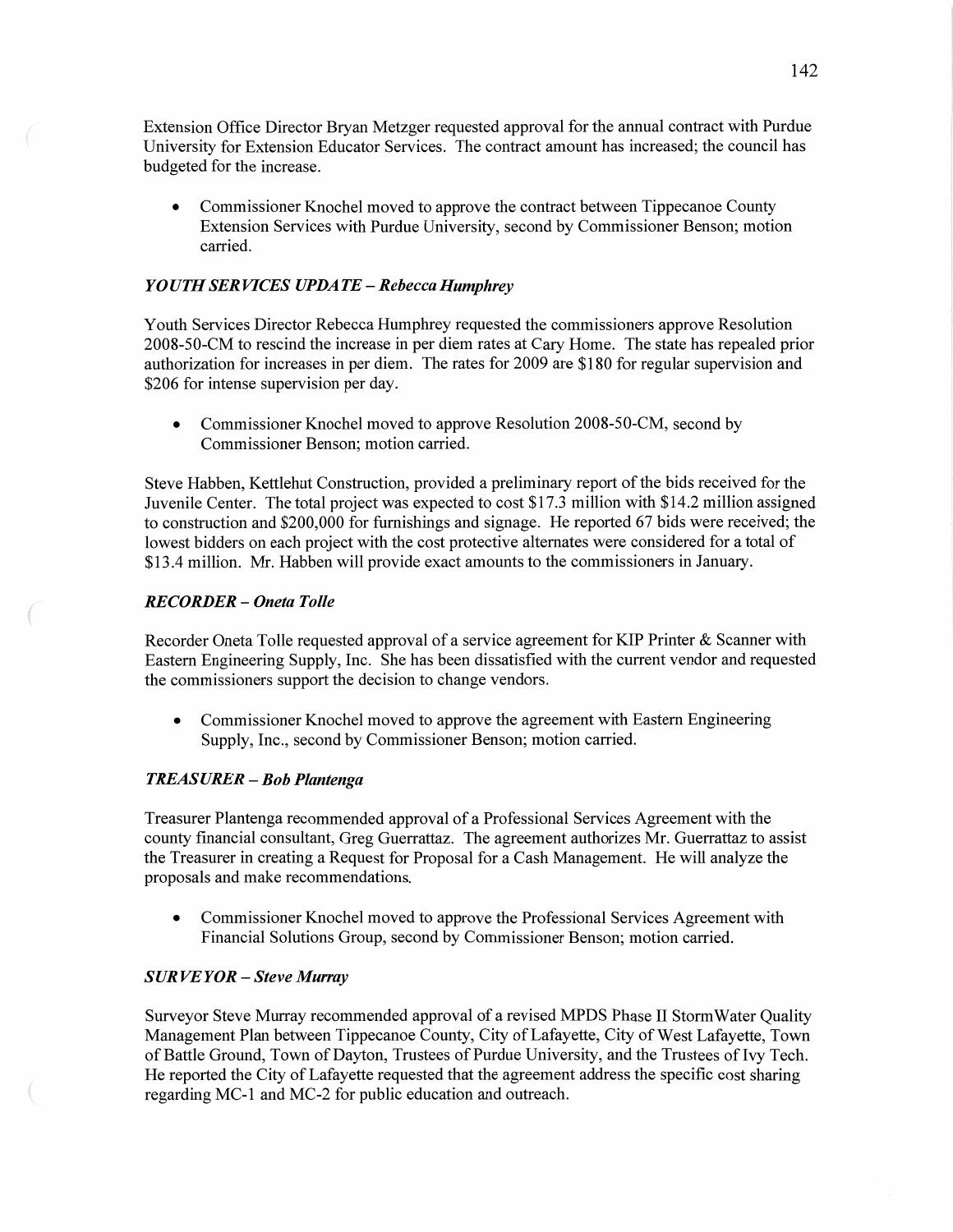Extension Office Director Bryan Metzger requested approval for the annual contract with Purdue University for Extension Educator Services. The contract amount has increased; the council has budgeted for the increase.

- Commissioner Knochel moved to approve the contract between Tippecanoe County Extension Services with Purdue University, second by Commissioner Benson; motion carried.

### *YOUTH SERVICES UPDATE – Rebecca Humphrey*

Youth Services Director Rebecca Humphrey requested the commissioners approve Resolution 2008-50-CM to rescind the increase in per diem rates at Cary Home. The state has repealed prior authorization for increases in per diem. The rates for 2009 are $180 for regular supervision and $206 for intense supervision per day.

- Commissioner Knochel moved to approve Resolution 2008-50-CM, second by Commissioner Benson; motion carried.

Steve Habben, Kettlehut Construction, provided a preliminary report of the bids received for the Juvenile Center. The total project was expected to cost $17.3 million with $14.2 million assigned to construction and $200,000 for furnishings and signage. He reported 67 bids were received; the lowest bidders on each project with the cost protective alternates were considered for a total of $13.4 million. Mr. Habben will provide exact amounts to the commissioners in January.

### *RECORDER – Oneta Tolle*

Recorder Oneta Tolle requested approval of a service agreement for KIP Printer & Scanner with Eastern Engineering Supply, Inc. She has been dissatisfied with the current vendor and requested the commissioners support the decision to change vendors.

- Commissioner Knochel moved to approve the agreement with Eastern Engineering Supply, Inc., second by Commissioner Benson; motion carried.

### *TREASURER – Bob Plantenga*

Treasurer Plantenga recommended approval of a Professional Services Agreement with the county financial consultant, Greg Guerrattaz. The agreement authorizes Mr. Guerrattaz to assist the Treasurer in creating a Request for Proposal for a Cash Management. He will analyze the proposals and make recommendations.

- Commissioner Knochel moved to approve the Professional Services Agreement with Financial Solutions Group, second by Commissioner Benson; motion carried.

### *SURVEYOR – Steve Murray*

Surveyor Steve Murray recommended approval of a revised MPDS Phase II StormWater Quality Management Plan between Tippecanoe County, City of Lafayette, City of West Lafayette, Town of Battle Ground, Town of Dayton, Trustees of Purdue University, and the Trustees of Ivy Tech. He reported the City of Lafayette requested that the agreement address the specific cost sharing regarding MC-1 and MC-2 for public education and outreach.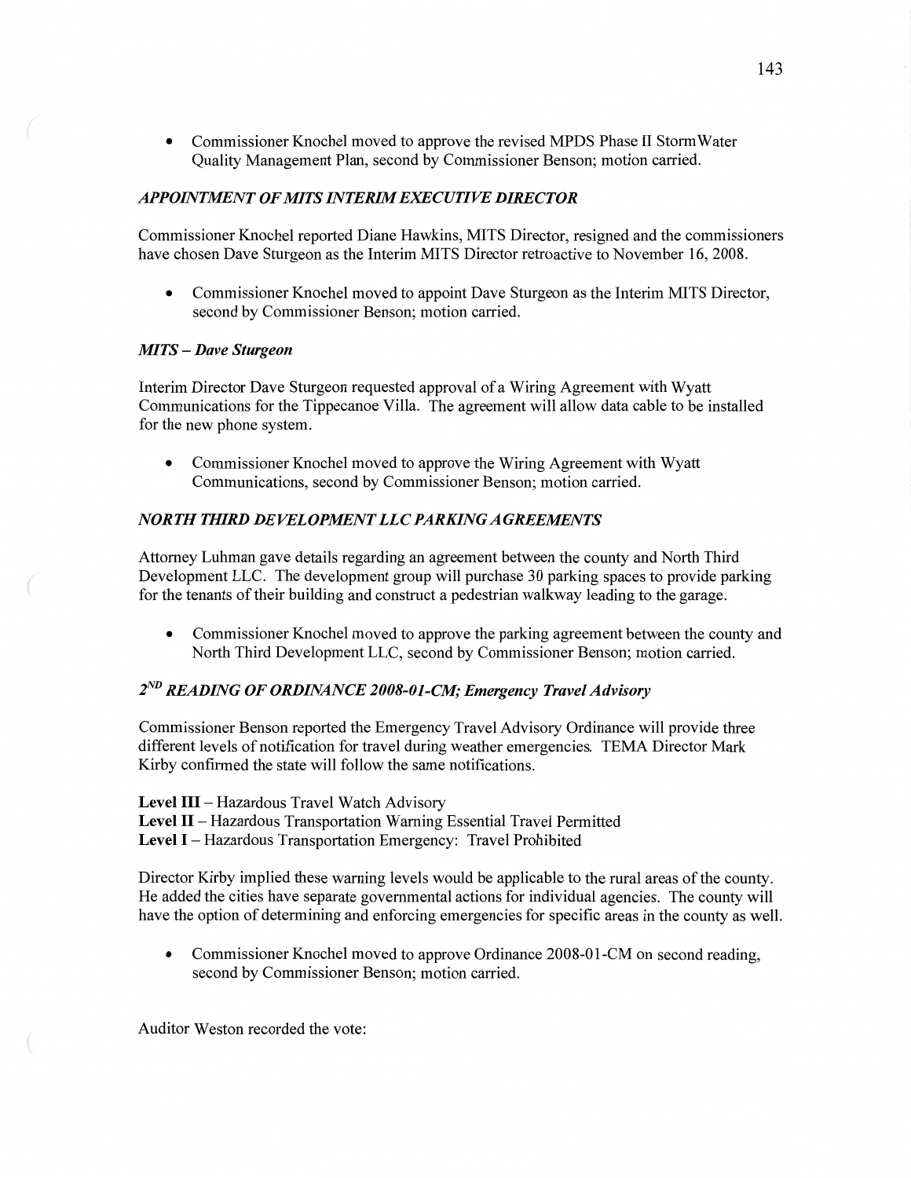- Commissioner Knochel moved to approve the revised MPDS Phase II StormWater Quality Management Plan, second by Commissioner Benson; motion carried.

### *APPOINTMENT OF MITS INTERIM EXECUTIVE DIRECTOR*

Commissioner Knochel reported Diane Hawkins, MITS Director, resigned and the commissioners have chosen Dave Sturgeon as the Interim MITS Director retroactive to November 16, 2008.

- Commissioner Knochel moved to appoint Dave Sturgeon as the Interim MITS Director, second by Commissioner Benson; motion carried.

### *MITS – Dave Sturgeon*

Interim Director Dave Sturgeon requested approval of a Wiring Agreement with Wyatt Communications for the Tippecanoe Villa. The agreement will allow data cable to be installed for the new phone system.

- Commissioner Knochel moved to approve the Wiring Agreement with Wyatt Communications, second by Commissioner Benson; motion carried.

### *NORTH THIRD DEVELOPMENT LLC PARKING AGREEMENTS*

Attorney Luhman gave details regarding an agreement between the county and North Third Development LLC. The development group will purchase 30 parking spaces to provide parking for the tenants of their building and construct a pedestrian walkway leading to the garage.

- Commissioner Knochel moved to approve the parking agreement between the county and North Third Development LLC, second by Commissioner Benson; motion carried.

### *2ND READING OF ORDINANCE 2008-01-CM; Emergency Travel Advisory*

Commissioner Benson reported the Emergency Travel Advisory Ordinance will provide three different levels of notification for travel during weather emergencies. TEMA Director Mark Kirby confirmed the state will follow the same notifications.

**Level III** – Hazardous Travel Watch Advisory
**Level II** – Hazardous Transportation Warning Essential Travel Permitted
**Level I** – Hazardous Transportation Emergency: Travel Prohibited

Director Kirby implied these warning levels would be applicable to the rural areas of the county. He added the cities have separate governmental actions for individual agencies. The county will have the option of determining and enforcing emergencies for specific areas in the county as well.

- Commissioner Knochel moved to approve Ordinance 2008-01-CM on second reading, second by Commissioner Benson; motion carried.

Auditor Weston recorded the vote: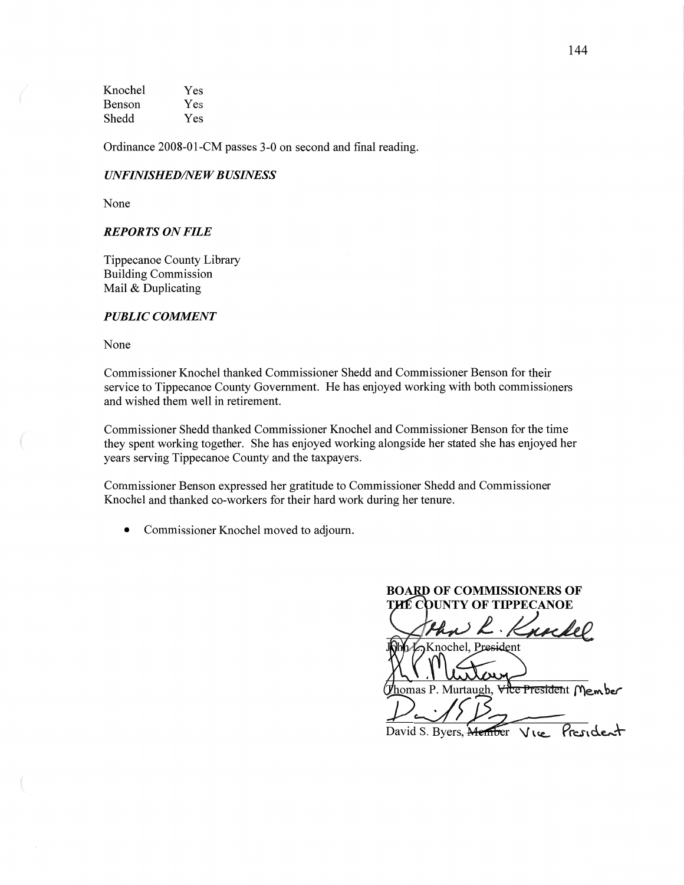| | |
|---|---|
| Knochel | Yes |
| Benson | Yes |
| Shedd | Yes |

Ordinance 2008-01-CM passes 3-0 on second and final reading.

### *UNFINISHED/NEW BUSINESS*

None

### *REPORTS ON FILE*

Tippecanoe County Library
Building Commission
Mail & Duplicating

### *PUBLIC COMMENT*

None

Commissioner Knochel thanked Commissioner Shedd and Commissioner Benson for their service to Tippecanoe County Government. He has enjoyed working with both commissioners and wished them well in retirement.

Commissioner Shedd thanked Commissioner Knochel and Commissioner Benson for the time they spent working together. She has enjoyed working alongside her stated she has enjoyed her years serving Tippecanoe County and the taxpayers.

Commissioner Benson expressed her gratitude to Commissioner Shedd and Commissioner Knochel and thanked co-workers for their hard work during her tenure.

- Commissioner Knochel moved to adjourn.

**BOARD OF COMMISSIONERS OF THE COUNTY OF TIPPECANOE**

John L. Knochel, President

Thomas P. Murtaugh, ~~Vice President~~ Member

David S. Byers, ~~Member~~ Vice President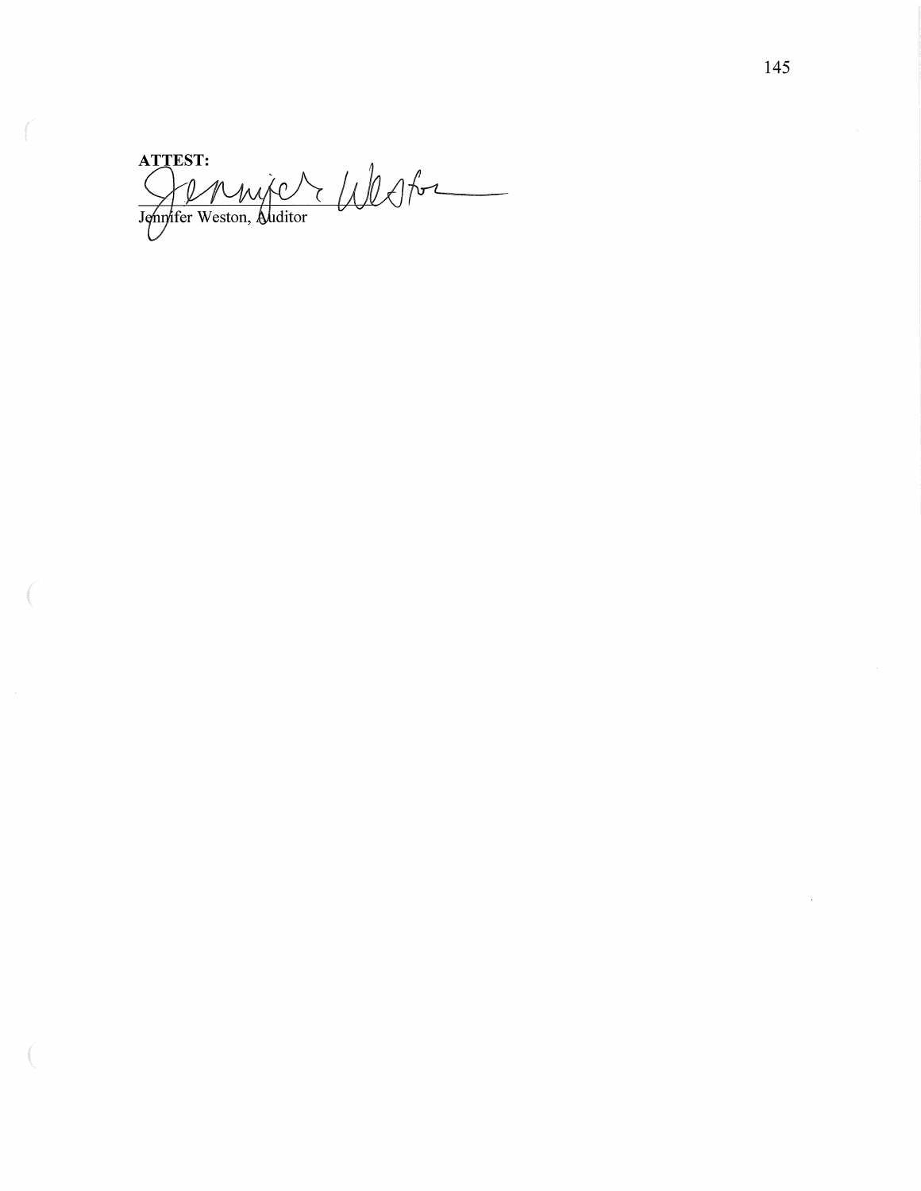**ATTEST:**

Jennifer Weston, Auditor